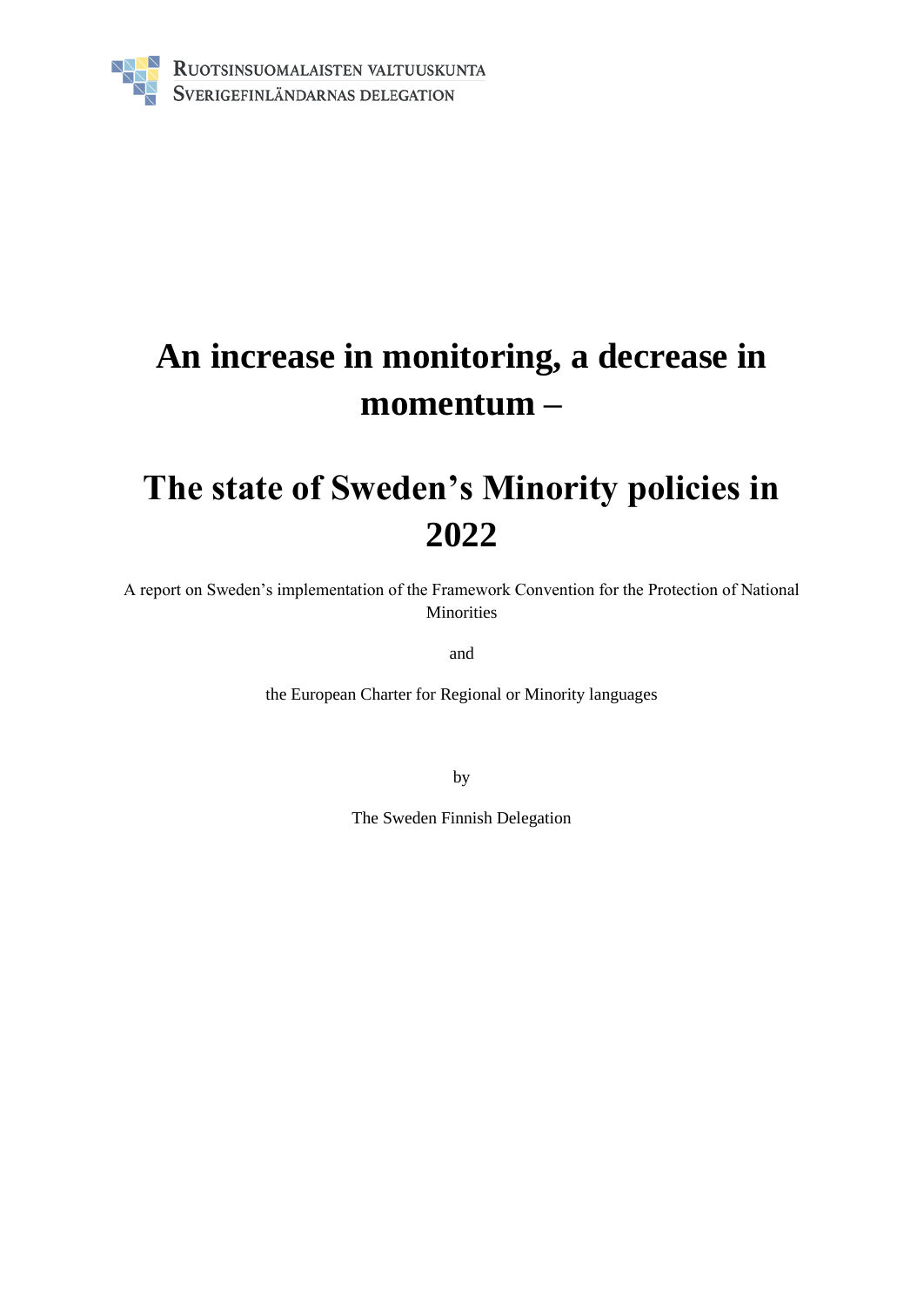RUOTSINSUOMALAISTEN VALTUUSKUNTA
SVERIGEFINLÄNDARNAS DELEGATION

# An increase in monitoring, a decrease in momentum –

# The state of Sweden's Minority policies in 2022

A report on Sweden's implementation of the Framework Convention for the Protection of National Minorities

and

the European Charter for Regional or Minority languages

by

The Sweden Finnish Delegation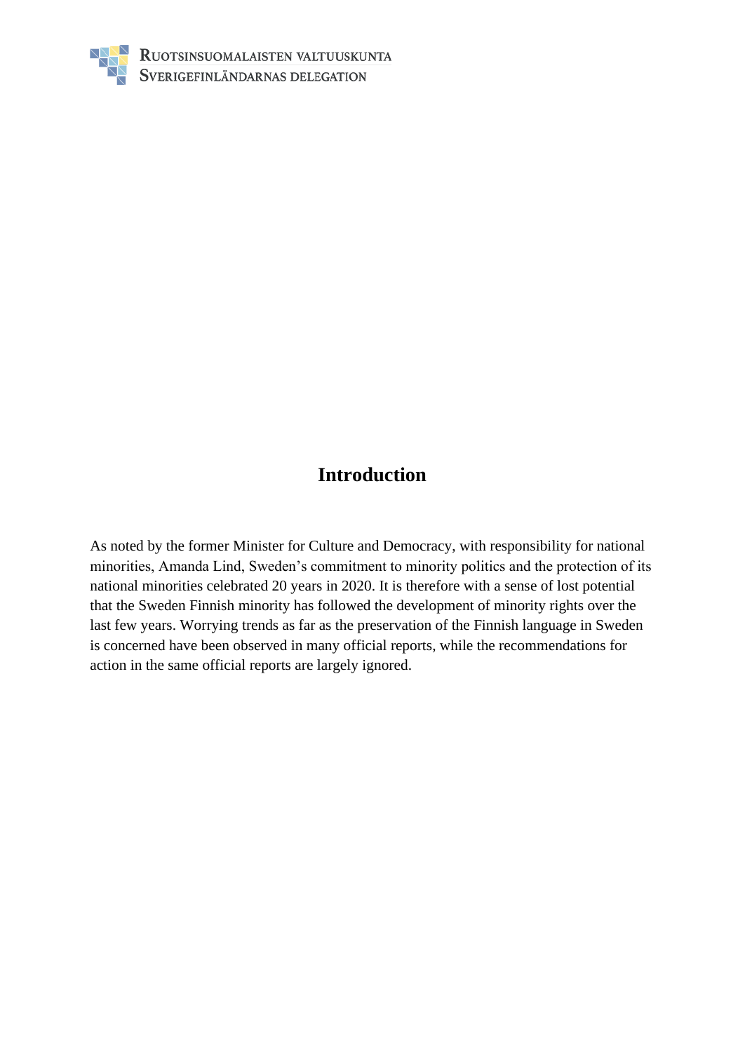## Introduction

As noted by the former Minister for Culture and Democracy, with responsibility for national minorities, Amanda Lind, Sweden's commitment to minority politics and the protection of its national minorities celebrated 20 years in 2020. It is therefore with a sense of lost potential that the Sweden Finnish minority has followed the development of minority rights over the last few years. Worrying trends as far as the preservation of the Finnish language in Sweden is concerned have been observed in many official reports, while the recommendations for action in the same official reports are largely ignored.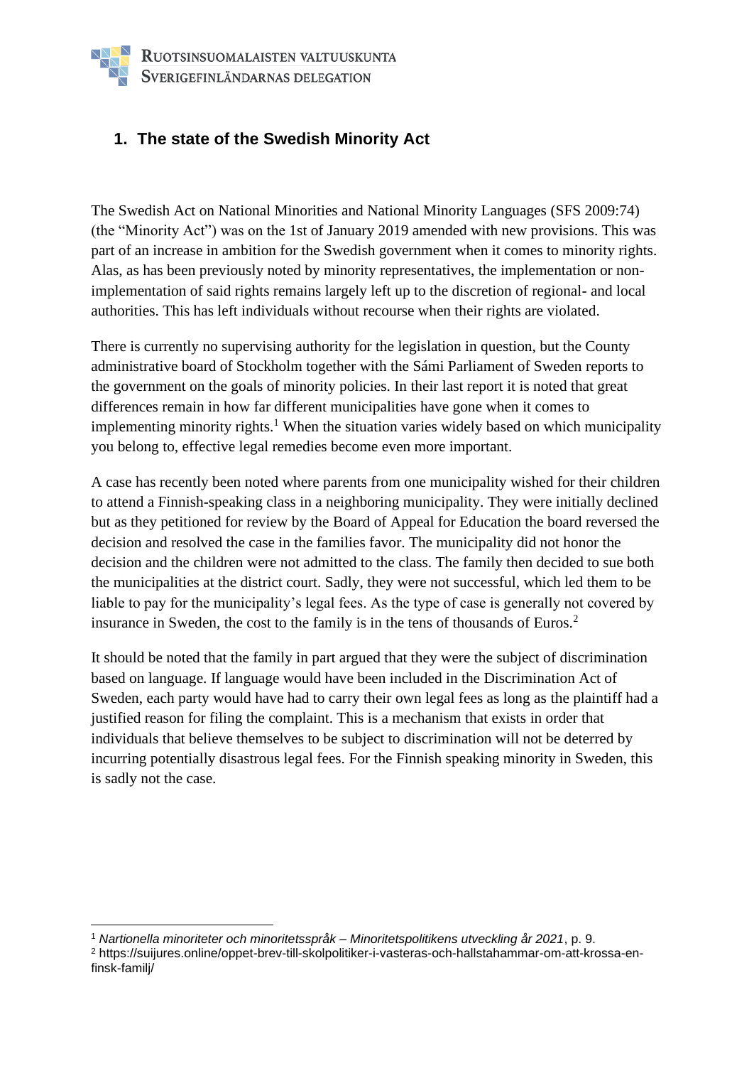## 1. The state of the Swedish Minority Act

The Swedish Act on National Minorities and National Minority Languages (SFS 2009:74) (the "Minority Act") was on the 1st of January 2019 amended with new provisions. This was part of an increase in ambition for the Swedish government when it comes to minority rights. Alas, as has been previously noted by minority representatives, the implementation or non-implementation of said rights remains largely left up to the discretion of regional- and local authorities. This has left individuals without recourse when their rights are violated.

There is currently no supervising authority for the legislation in question, but the County administrative board of Stockholm together with the Sámi Parliament of Sweden reports to the government on the goals of minority policies. In their last report it is noted that great differences remain in how far different municipalities have gone when it comes to implementing minority rights.[1] When the situation varies widely based on which municipality you belong to, effective legal remedies become even more important.

A case has recently been noted where parents from one municipality wished for their children to attend a Finnish-speaking class in a neighboring municipality. They were initially declined but as they petitioned for review by the Board of Appeal for Education the board reversed the decision and resolved the case in the families favor. The municipality did not honor the decision and the children were not admitted to the class. The family then decided to sue both the municipalities at the district court. Sadly, they were not successful, which led them to be liable to pay for the municipality's legal fees. As the type of case is generally not covered by insurance in Sweden, the cost to the family is in the tens of thousands of Euros.[2]

It should be noted that the family in part argued that they were the subject of discrimination based on language. If language would have been included in the Discrimination Act of Sweden, each party would have had to carry their own legal fees as long as the plaintiff had a justified reason for filing the complaint. This is a mechanism that exists in order that individuals that believe themselves to be subject to discrimination will not be deterred by incurring potentially disastrous legal fees. For the Finnish speaking minority in Sweden, this is sadly not the case.

[1] *Nartionella minoriteter och minoritetsspråk – Minoritetspolitikens utveckling år 2021*, p. 9.

[2] https://suijures.online/oppet-brev-till-skolpolitiker-i-vasteras-och-hallstahammar-om-att-krossa-en-finsk-familj/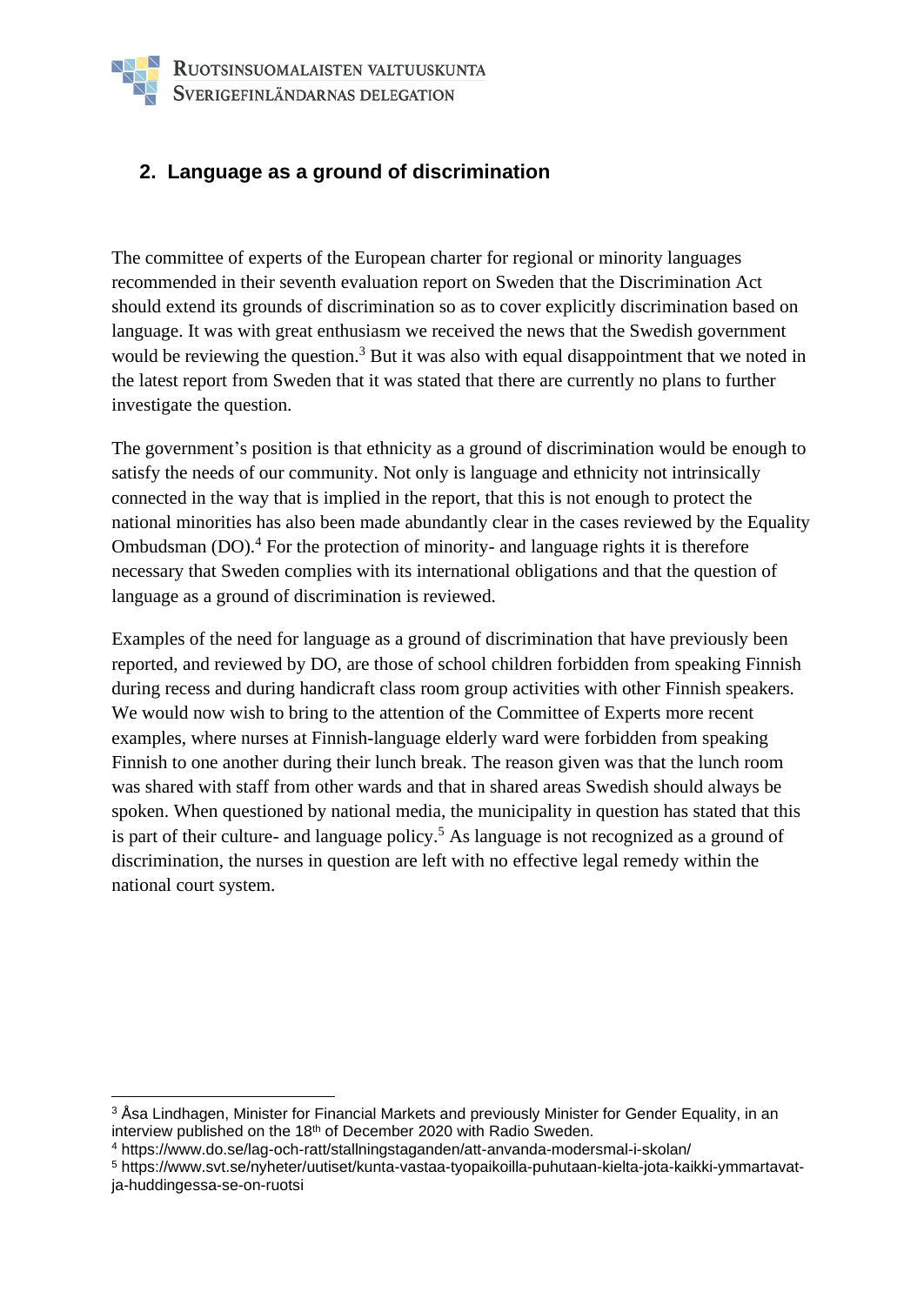## 2. Language as a ground of discrimination

The committee of experts of the European charter for regional or minority languages recommended in their seventh evaluation report on Sweden that the Discrimination Act should extend its grounds of discrimination so as to cover explicitly discrimination based on language. It was with great enthusiasm we received the news that the Swedish government would be reviewing the question.[3] But it was also with equal disappointment that we noted in the latest report from Sweden that it was stated that there are currently no plans to further investigate the question.

The government's position is that ethnicity as a ground of discrimination would be enough to satisfy the needs of our community. Not only is language and ethnicity not intrinsically connected in the way that is implied in the report, that this is not enough to protect the national minorities has also been made abundantly clear in the cases reviewed by the Equality Ombudsman (DO).[4] For the protection of minority- and language rights it is therefore necessary that Sweden complies with its international obligations and that the question of language as a ground of discrimination is reviewed.

Examples of the need for language as a ground of discrimination that have previously been reported, and reviewed by DO, are those of school children forbidden from speaking Finnish during recess and during handicraft class room group activities with other Finnish speakers. We would now wish to bring to the attention of the Committee of Experts more recent examples, where nurses at Finnish-language elderly ward were forbidden from speaking Finnish to one another during their lunch break. The reason given was that the lunch room was shared with staff from other wards and that in shared areas Swedish should always be spoken. When questioned by national media, the municipality in question has stated that this is part of their culture- and language policy.[5] As language is not recognized as a ground of discrimination, the nurses in question are left with no effective legal remedy within the national court system.

---

[3] Åsa Lindhagen, Minister for Financial Markets and previously Minister for Gender Equality, in an interview published on the 18th of December 2020 with Radio Sweden.

[4] https://www.do.se/lag-och-ratt/stallningstaganden/att-anvanda-modersmal-i-skolan/

[5] https://www.svt.se/nyheter/uutiset/kunta-vastaa-tyopaikoilla-puhutaan-kielta-jota-kaikki-ymmartavat-ja-huddingessa-se-on-ruotsi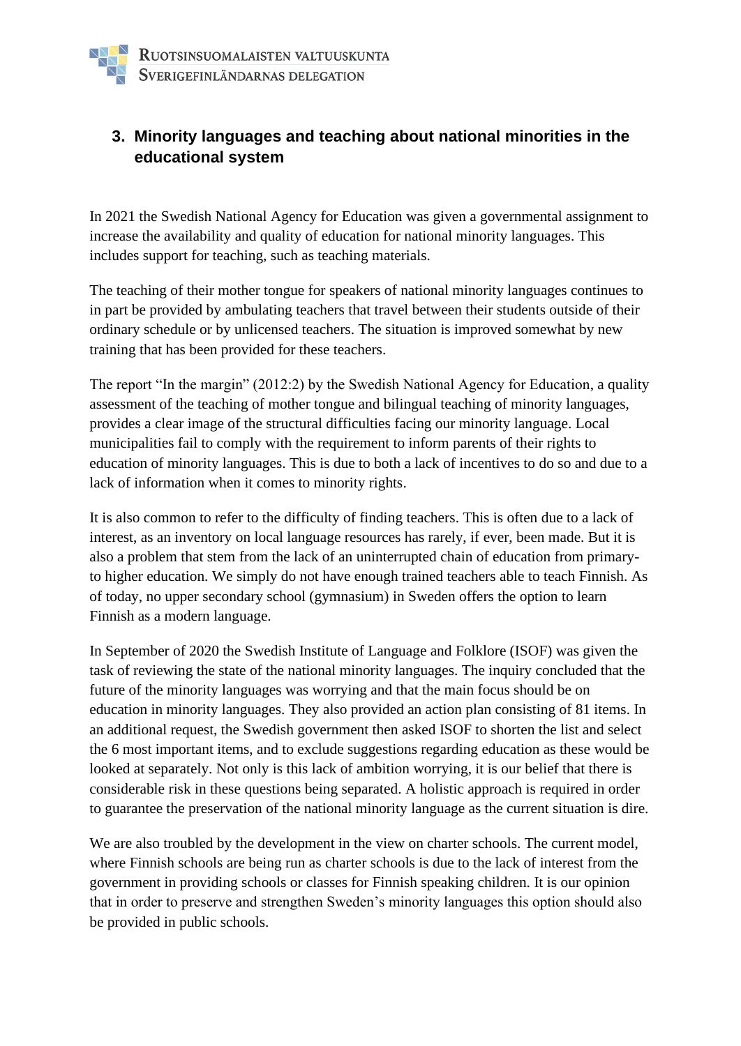## 3. Minority languages and teaching about national minorities in the educational system

In 2021 the Swedish National Agency for Education was given a governmental assignment to increase the availability and quality of education for national minority languages. This includes support for teaching, such as teaching materials.

The teaching of their mother tongue for speakers of national minority languages continues to in part be provided by ambulating teachers that travel between their students outside of their ordinary schedule or by unlicensed teachers. The situation is improved somewhat by new training that has been provided for these teachers.

The report "In the margin" (2012:2) by the Swedish National Agency for Education, a quality assessment of the teaching of mother tongue and bilingual teaching of minority languages, provides a clear image of the structural difficulties facing our minority language. Local municipalities fail to comply with the requirement to inform parents of their rights to education of minority languages. This is due to both a lack of incentives to do so and due to a lack of information when it comes to minority rights.

It is also common to refer to the difficulty of finding teachers. This is often due to a lack of interest, as an inventory on local language resources has rarely, if ever, been made. But it is also a problem that stem from the lack of an uninterrupted chain of education from primary- to higher education. We simply do not have enough trained teachers able to teach Finnish. As of today, no upper secondary school (gymnasium) in Sweden offers the option to learn Finnish as a modern language.

In September of 2020 the Swedish Institute of Language and Folklore (ISOF) was given the task of reviewing the state of the national minority languages. The inquiry concluded that the future of the minority languages was worrying and that the main focus should be on education in minority languages. They also provided an action plan consisting of 81 items. In an additional request, the Swedish government then asked ISOF to shorten the list and select the 6 most important items, and to exclude suggestions regarding education as these would be looked at separately. Not only is this lack of ambition worrying, it is our belief that there is considerable risk in these questions being separated. A holistic approach is required in order to guarantee the preservation of the national minority language as the current situation is dire.

We are also troubled by the development in the view on charter schools. The current model, where Finnish schools are being run as charter schools is due to the lack of interest from the government in providing schools or classes for Finnish speaking children. It is our opinion that in order to preserve and strengthen Sweden's minority languages this option should also be provided in public schools.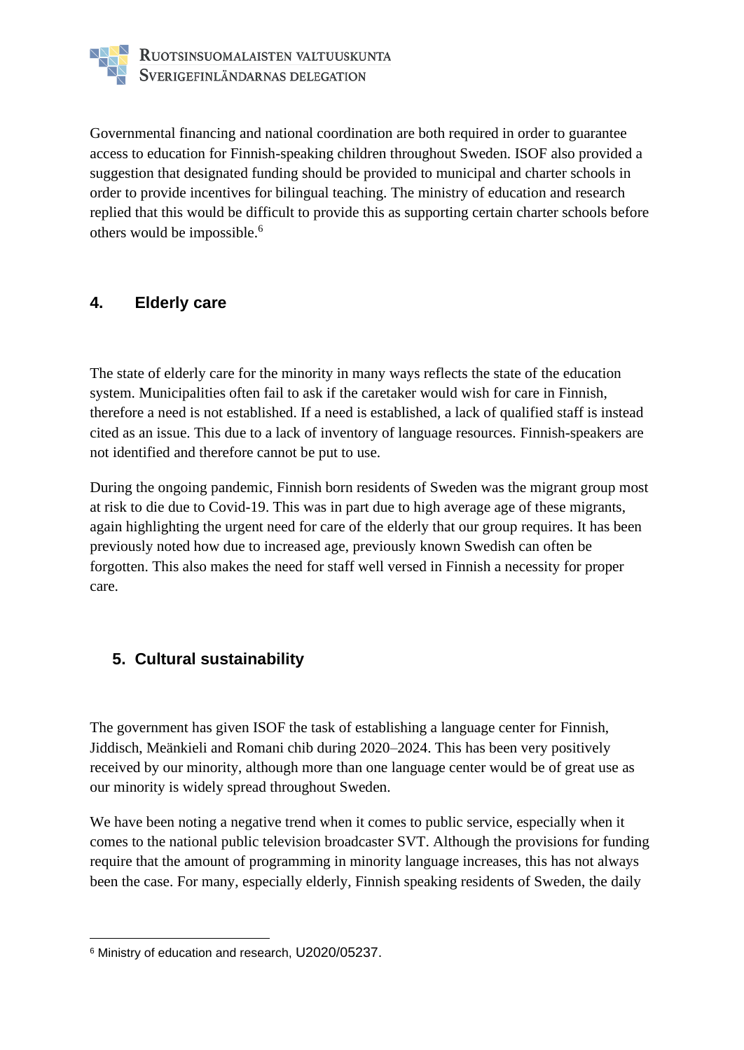Governmental financing and national coordination are both required in order to guarantee access to education for Finnish-speaking children throughout Sweden. ISOF also provided a suggestion that designated funding should be provided to municipal and charter schools in order to provide incentives for bilingual teaching. The ministry of education and research replied that this would be difficult to provide this as supporting certain charter schools before others would be impossible.[6]

## 4. Elderly care

The state of elderly care for the minority in many ways reflects the state of the education system. Municipalities often fail to ask if the caretaker would wish for care in Finnish, therefore a need is not established. If a need is established, a lack of qualified staff is instead cited as an issue. This due to a lack of inventory of language resources. Finnish-speakers are not identified and therefore cannot be put to use.

During the ongoing pandemic, Finnish born residents of Sweden was the migrant group most at risk to die due to Covid-19. This was in part due to high average age of these migrants, again highlighting the urgent need for care of the elderly that our group requires. It has been previously noted how due to increased age, previously known Swedish can often be forgotten. This also makes the need for staff well versed in Finnish a necessity for proper care.

## 5. Cultural sustainability

The government has given ISOF the task of establishing a language center for Finnish, Jiddisch, Meänkieli and Romani chib during 2020–2024. This has been very positively received by our minority, although more than one language center would be of great use as our minority is widely spread throughout Sweden.

We have been noting a negative trend when it comes to public service, especially when it comes to the national public television broadcaster SVT. Although the provisions for funding require that the amount of programming in minority language increases, this has not always been the case. For many, especially elderly, Finnish speaking residents of Sweden, the daily

---

[6] Ministry of education and research, U2020/05237.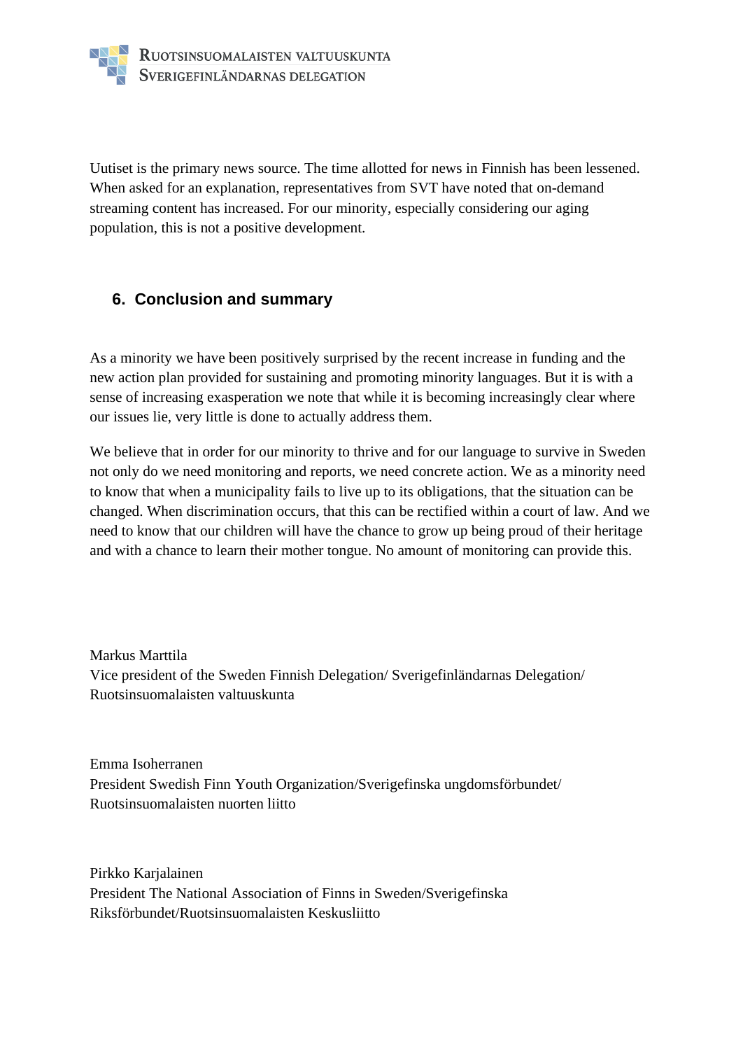Uutiset is the primary news source. The time allotted for news in Finnish has been lessened. When asked for an explanation, representatives from SVT have noted that on-demand streaming content has increased. For our minority, especially considering our aging population, this is not a positive development.

## 6. Conclusion and summary

As a minority we have been positively surprised by the recent increase in funding and the new action plan provided for sustaining and promoting minority languages. But it is with a sense of increasing exasperation we note that while it is becoming increasingly clear where our issues lie, very little is done to actually address them.

We believe that in order for our minority to thrive and for our language to survive in Sweden not only do we need monitoring and reports, we need concrete action. We as a minority need to know that when a municipality fails to live up to its obligations, that the situation can be changed. When discrimination occurs, that this can be rectified within a court of law. And we need to know that our children will have the chance to grow up being proud of their heritage and with a chance to learn their mother tongue. No amount of monitoring can provide this.

Markus Marttila  
Vice president of the Sweden Finnish Delegation/ Sverigefinländarnas Delegation/ Ruotsinsuomalaisten valtuuskunta

Emma Isoherranen  
President Swedish Finn Youth Organization/Sverigefinska ungdomsförbundet/ Ruotsinsuomalaisten nuorten liitto

Pirkko Karjalainen  
President The National Association of Finns in Sweden/Sverigefinska Riksförbundet/Ruotsinsuomalaisten Keskusliitto